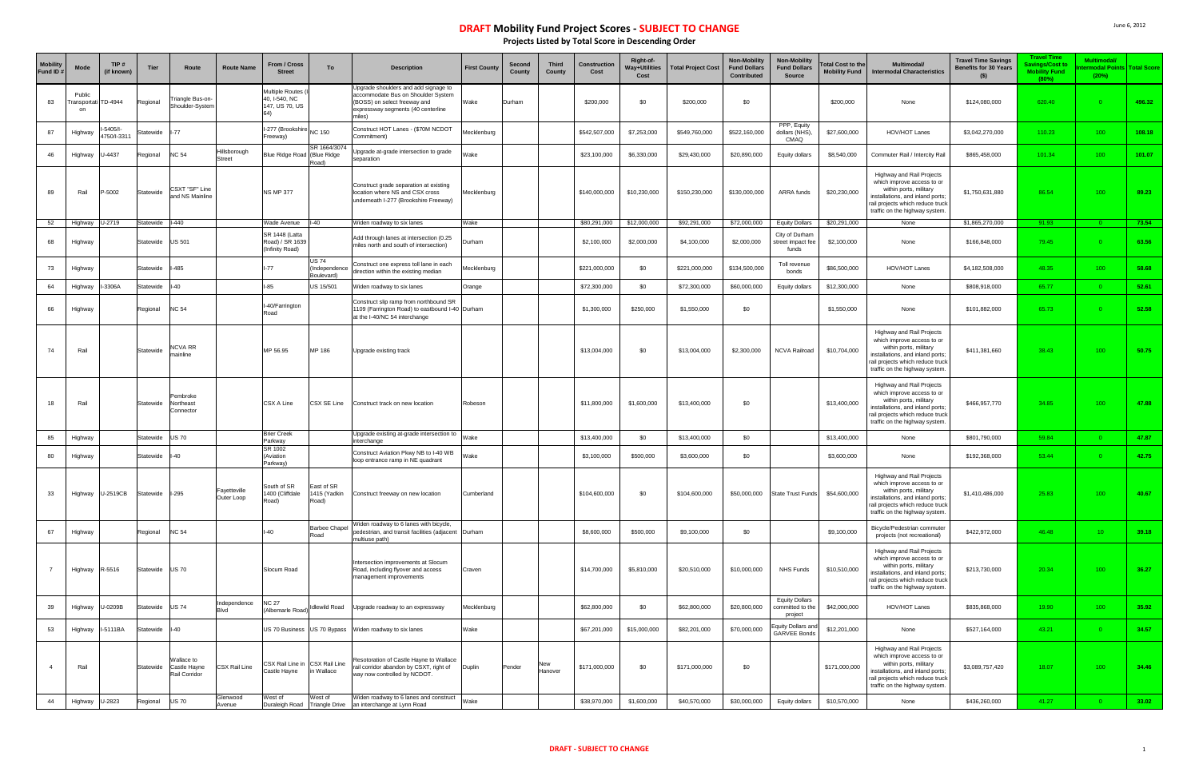# DRAFT Mobility Fund Project Scores - SUBJECT TO CHANGE

**Projects Listed by Total Score in Descending Order**

June 6, 2012

| Mobility Fund ID # | Mode | TIP # (if known) | Tier | Route | Route Name | From / Cross Street | To | Description | First County | Second County | Third County | Construction Cost | Right-of-Way+Utilities Cost | Total Project Cost | Non-Mobility Fund Dollars Contributed | Non-Mobility Fund Dollars Source | Total Cost to the Mobility Fund | Multimodal/ Intermodal Characteristics | Travel Time Savings Benefits for 30 Years ($) | Travel Time Savings/Cost to Mobility Fund (80%) | Multimodal/ Intermodal Points (20%) | Total Score |
|---|---|---|---|---|---|---|---|---|---|---|---|---|---|---|---|---|---|---|---|---|---|---|
| 83 | Public Transportation | TD-4944 | Regional | Triangle Bus-on-Shoulder-System | | Multiple Routes (I-40, I-540, NC 147, US 70, US 64) | | Upgrade shoulders and add signage to accommodate Bus on Shoulder System (BOSS) on select freeway and expressway segments (40 centerline miles) | Wake | Durham | | $200,000 | $0 | $200,000 | $0 | | $200,000 | None | $124,080,000 | 620.40 | 0 | 496.32 |
| 87 | Highway | I-5405/I-4750/I-3311 | Statewide | I-77 | | I-277 (Brookshire Freeway) | NC 150 | Construct HOT Lanes - ($70M NCDOT Commitment) | Mecklenburg | | | $542,507,000 | $7,253,000 | $549,760,000 | $522,160,000 | PPP, Equity dollars (NHS), CMAQ | $27,600,000 | HOV/HOT Lanes | $3,042,270,000 | 110.23 | 100 | 108.18 |
| 46 | Highway | U-4437 | Regional | NC 54 | Hillsborough Street | Blue Ridge Road | SR 1664/3074 (Blue Ridge Road) | Upgrade at-grade intersection to grade separation | Wake | | | $23,100,000 | $6,330,000 | $29,430,000 | $20,890,000 | Equity dollars | $8,540,000 | Commuter Rail / Intercity Rail | $865,458,000 | 101.34 | 100 | 101.07 |
| 89 | Rail | P-5002 | Statewide | CSXT "SF" Line and NS Mainline | | NS MP 377 | | Construct grade separation at existing location where NS and CSX cross underneath I-277 (Brookshire Freeway) | Mecklenburg | | | $140,000,000 | $10,230,000 | $150,230,000 | $130,000,000 | ARRA funds | $20,230,000 | Highway and Rail Projects which improve access to or within ports, military installations, and inland ports; rail projects which reduce truck traffic on the highway system. | $1,750,631,880 | 86.54 | 100 | 89.23 |
| 52 | Highway | U-2719 | Statewide | I-440 | | Wade Avenue | I-40 | Widen roadway to six lanes | Wake | | | $80,291,000 | $12,000,000 | $92,291,000 | $72,000,000 | Equity Dollars | $20,291,000 | None | $1,865,270,000 | 91.93 | 0 | 73.54 |
| 68 | Highway | | Statewide | US 501 | | SR 1448 (Latta Road) / SR 1639 (Infinity Road) | | Add through lanes at intersection (0.25 miles north and south of intersection) | Durham | | | $2,100,000 | $2,000,000 | $4,100,000 | $2,000,000 | City of Durham street impact fee funds | $2,100,000 | None | $166,848,000 | 79.45 | 0 | 63.56 |
| 73 | Highway | | Statewide | I-485 | | I-77 | US 74 (Independence Boulevard) | Construct one express toll lane in each direction within the existing median | Mecklenburg | | | $221,000,000 | $0 | $221,000,000 | $134,500,000 | Toll revenue bonds | $86,500,000 | HOV/HOT Lanes | $4,182,508,000 | 48.35 | 100 | 58.68 |
| 64 | Highway | I-3306A | Statewide | I-40 | | I-85 | US 15/501 | Widen roadway to six lanes | Orange | | | $72,300,000 | $0 | $72,300,000 | $60,000,000 | Equity dollars | $12,300,000 | None | $808,918,000 | 65.77 | 0 | 52.61 |
| 66 | Highway | | Regional | NC 54 | | I-40/Farrington Road | | Construct slip ramp from northbound SR 1109 (Farrington Road) to eastbound I-40 at the I-40/NC 54 interchange | Durham | | | $1,300,000 | $250,000 | $1,550,000 | $0 | | $1,550,000 | None | $101,882,000 | 65.73 | 0 | 52.58 |
| 74 | Rail | | Statewide | NCVA RR mainline | | MP 56.95 | MP 186 | Upgrade existing track | | | | $13,004,000 | $0 | $13,004,000 | $2,300,000 | NCVA Railroad | $10,704,000 | Highway and Rail Projects which improve access to or within ports, military installations, and inland ports; rail projects which reduce truck traffic on the highway system. | $411,381,660 | 38.43 | 100 | 50.75 |
| 18 | Rail | | Statewide | Pembroke Northeast Connector | | CSX A Line | CSX SE Line | Construct track on new location | Robeson | | | $11,800,000 | $1,600,000 | $13,400,000 | $0 | | $13,400,000 | Highway and Rail Projects which improve access to or within ports, military installations, and inland ports; rail projects which reduce truck traffic on the highway system. | $466,957,770 | 34.85 | 100 | 47.88 |
| 85 | Highway | | Statewide | US 70 | | Brier Creek Parkway | | Upgrade existing at-grade intersection to interchange | Wake | | | $13,400,000 | $0 | $13,400,000 | $0 | | $13,400,000 | None | $801,790,000 | 59.84 | 0 | 47.87 |
| 80 | Highway | | Statewide | I-40 | | SR 1002 (Aviation Parkway) | | Construct Aviation Pkwy NB to I-40 WB loop entrance ramp in NE quadrant | Wake | | | $3,100,000 | $500,000 | $3,600,000 | $0 | | $3,600,000 | None | $192,368,000 | 53.44 | 0 | 42.75 |
| 33 | Highway | U-2519CB | Statewide | I-295 | Fayetteville Outer Loop | South of SR 1400 (Cliffdale Road) | East of SR 1415 (Yadkin Road) | Construct freeway on new location | Cumberland | | | $104,600,000 | $0 | $104,600,000 | $50,000,000 | State Trust Funds | $54,600,000 | Highway and Rail Projects which improve access to or within ports, military installations, and inland ports; rail projects which reduce truck traffic on the highway system. | $1,410,486,000 | 25.83 | 100 | 40.67 |
| 67 | Highway | | Regional | NC 54 | | I-40 | Barbee Chapel Road | Widen roadway to 6 lanes with bicycle, pedestrian, and transit facilities (adjacent multiuse path) | Durham | | | $8,600,000 | $500,000 | $9,100,000 | $0 | | $9,100,000 | Bicycle/Pedestrian commuter projects (not recreational) | $422,972,000 | 46.48 | 10 | 39.18 |
| 7 | Highway | R-5516 | Statewide | US 70 | | Slocum Road | | Intersection improvements at Slocum Road, including flyover and access management improvements | Craven | | | $14,700,000 | $5,810,000 | $20,510,000 | $10,000,000 | NHS Funds | $10,510,000 | Highway and Rail Projects which improve access to or within ports, military installations, and inland ports; rail projects which reduce truck traffic on the highway system. | $213,730,000 | 20.34 | 100 | 36.27 |
| 39 | Highway | U-0209B | Statewide | US 74 | Independence Blvd | NC 27 (Albemarle Road) | Idlewild Road | Upgrade roadway to an expressway | Mecklenburg | | | $62,800,000 | $0 | $62,800,000 | $20,800,000 | Equity Dollars committed to the project | $42,000,000 | HOV/HOT Lanes | $835,868,000 | 19.90 | 100 | 35.92 |
| 53 | Highway | I-5111BA | Statewide | I-40 | | US 70 Business | US 70 Bypass | Widen roadway to six lanes | Wake | | | $67,201,000 | $15,000,000 | $82,201,000 | $70,000,000 | Equity Dollars and GARVEE Bonds | $12,201,000 | None | $527,164,000 | 43.21 | 0 | 34.57 |
| 4 | Rail | | Statewide | Wallace to Castle Hayne Rail Corridor | CSX Rail Line | CSX Rail Line in Castle Hayne | CSX Rail Line in Wallace | Resotoration of Castle Hayne to Wallace rail corridor abandon by CSXT, right of way now controlled by NCDOT. | Duplin | Pender | New Hanover | $171,000,000 | $0 | $171,000,000 | $0 | | $171,000,000 | Highway and Rail Projects which improve access to or within ports, military installations, and inland ports; rail projects which reduce truck traffic on the highway system. | $3,089,757,420 | 18.07 | 100 | 34.46 |
| 44 | Highway | U-2823 | Regional | US 70 | Glenwood Avenue | West of Duraleigh Road | West of Triangle Drive | Widen roadway to 6 lanes and construct an interchange at Lynn Road | Wake | | | $38,970,000 | $1,600,000 | $40,570,000 | $30,000,000 | Equity dollars | $10,570,000 | None | $436,260,000 | 41.27 | 0 | 33.02 |

**DRAFT - SUBJECT TO CHANGE**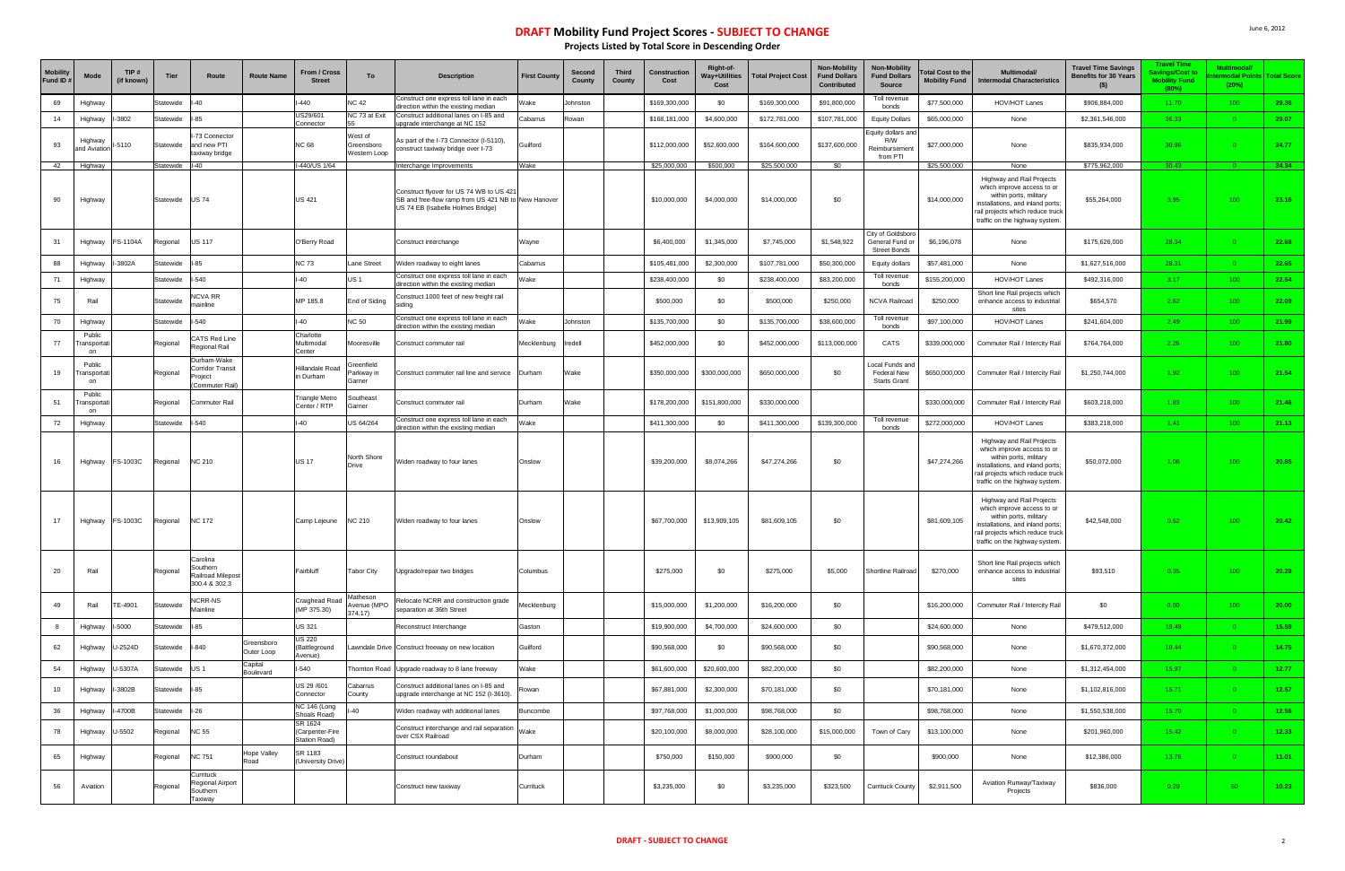# DRAFT Mobility Fund Project Scores - SUBJECT TO CHANGE

**Projects Listed by Total Score in Descending Order**

| Mobility Fund ID # | Mode | TIP # (if known) | Tier | Route | Route Name | From / Cross Street | To | Description | First County | Second County | Third County | Construction Cost | Right-of-Way+Utilities Cost | Total Project Cost | Non-Mobility Fund Dollars Contributed | Non-Mobility Fund Dollars Source | Total Cost to the Mobility Fund | Multimodal/ Intermodal Characteristics | Travel Time Savings Benefits for 30 Years ($) | Travel Time Savings/Cost to Mobility Fund (80%) | Multimodal/ Intermodal Points (20%) | Total Score |
|---|---|---|---|---|---|---|---|---|---|---|---|---|---|---|---|---|---|---|---|---|---|---|
| 69 | Highway | | Statewide | I-40 | | I-440 | NC 42 | Construct one express toll lane in each direction within the existing median | Wake | Johnston | | $169,300,000 | $0 | $169,300,000 | $91,800,000 | Toll revenue bonds | $77,500,000 | HOV/HOT Lanes | $906,884,000 | 11.70 | 100 | 29.36 |
| 14 | Highway | I-3802 | Statewide | I-85 | | US29/601 Connector | NC 73 at Exit 55 | Construct additional lanes on I-85 and upgrade interchange at NC 152 | Cabarrus | Rowan | | $168,181,000 | $4,600,000 | $172,781,000 | $107,781,000 | Equity Dollars | $65,000,000 | None | $2,361,546,000 | 36.33 | 0 | 29.07 |
| 93 | Highway and Aviation | I-5110 | Statewide | I-73 Connector and new PTI taxiway bridge | | NC 68 | West of Greensboro Western Loop | As part of the I-73 Connector (I-5110), construct taxiway bridge over I-73 | Guilford | | | $112,000,000 | $52,600,000 | $164,600,000 | $137,600,000 | Equity dollars and R/W Reimbursement from PTI | $27,000,000 | None | $835,934,000 | 30.96 | 0 | 24.77 |
| 42 | Highway | | Statewide | I-40 | | I-440/US 1/64 | | Interchange Improvements | Wake | | | $25,000,000 | $500,000 | $25,500,000 | $0 | | $25,500,000 | None | $775,962,000 | 30.43 | 0 | 24.34 |
| 90 | Highway | | Statewide | US 74 | | US 421 | | Construct flyover for US 74 WB to US 421 SB and free-flow ramp from US 421 NB to US 74 EB (Isabelle Holmes Bridge) | New Hanover | | | $10,000,000 | $4,000,000 | $14,000,000 | $0 | | $14,000,000 | Highway and Rail Projects which improve access to or within ports, military installations, and inland ports; rail projects which reduce truck traffic on the highway system. | $55,264,000 | 3.95 | 100 | 23.16 |
| 31 | Highway | FS-1104A | Regional | US 117 | | O'Berry Road | | Construct interchange | Wayne | | | $6,400,000 | $1,345,000 | $7,745,000 | $1,548,922 | City of Goldsboro General Fund or Street Bonds | $6,196,078 | None | $175,626,000 | 28.34 | 0 | 22.68 |
| 88 | Highway | I-3802A | Statewide | I-85 | | NC 73 | Lane Street | Widen roadway to eight lanes | Cabarrus | | | $105,481,000 | $2,300,000 | $107,781,000 | $50,300,000 | Equity dollars | $57,481,000 | None | $1,627,516,000 | 28.31 | 0 | 22.65 |
| 71 | Highway | | Statewide | I-540 | | I-40 | US 1 | Construct one express toll lane in each direction within the existing median | Wake | | | $238,400,000 | $0 | $238,400,000 | $83,200,000 | Toll revenue bonds | $155,200,000 | HOV/HOT Lanes | $492,316,000 | 3.17 | 100 | 22.54 |
| 75 | Rail | | Statewide | NCVA RR mainline | | MP 185.8 | End of Siding | Construct 1000 feet of new freight rail siding | | | | $500,000 | $0 | $500,000 | $250,000 | NCVA Railroad | $250,000 | Short line Rail projects which enhance access to industrial sites | $654,570 | 2.62 | 100 | 22.09 |
| 70 | Highway | | Statewide | I-540 | | I-40 | NC 50 | Construct one express toll lane in each direction within the existing median | Wake | Johnston | | $135,700,000 | $0 | $135,700,000 | $38,600,000 | Toll revenue bonds | $97,100,000 | HOV/HOT Lanes | $241,604,000 | 2.49 | 100 | 21.99 |
| 77 | Public Transportation | | Regional | CATS Red Line Regional Rail | | Charlotte Multimodal Center | Mooresville | Construct commuter rail | Mecklenburg | Iredell | | $452,000,000 | $0 | $452,000,000 | $113,000,000 | CATS | $339,000,000 | Commuter Rail / Intercity Rail | $764,764,000 | 2.26 | 100 | 21.80 |
| 19 | Public Transportation | | Regional | Durham-Wake Corridor Transit Project (Commuter Rail) | | Hillandale Road in Durham | Greenfield Parkway in Garner | Construct commuter rail line and service | Durham | Wake | | $350,000,000 | $300,000,000 | $650,000,000 | $0 | Local Funds and Federal New Starts Grant | $650,000,000 | Commuter Rail / Intercity Rail | $1,250,744,000 | 1.92 | 100 | 21.54 |
| 51 | Public Transportation | | Regional | Commuter Rail | | Triangle Metro Center / RTP | Southeast Garner | Construct commuter rail | Durham | Wake | | $178,200,000 | $151,800,000 | $330,000,000 | | | $330,000,000 | Commuter Rail / Intercity Rail | $603,218,000 | 1.83 | 100 | 21.46 |
| 72 | Highway | | Statewide | I-540 | | I-40 | US 64/264 | Construct one express toll lane in each direction within the existing median | Wake | | | $411,300,000 | $0 | $411,300,000 | $139,300,000 | Toll revenue bonds | $272,000,000 | HOV/HOT Lanes | $383,218,000 | 1.41 | 100 | 21.13 |
| 16 | Highway | FS-1003C | Regional | NC 210 | | US 17 | North Shore Drive | Widen roadway to four lanes | Onslow | | | $39,200,000 | $8,074,266 | $47,274,266 | $0 | | $47,274,266 | Highway and Rail Projects which improve access to or within ports, military installations, and inland ports; rail projects which reduce truck traffic on the highway system. | $50,072,000 | 1.06 | 100 | 20.85 |
| 17 | Highway | FS-1003C | Regional | NC 172 | | Camp Lejeune | NC 210 | Widen roadway to four lanes | Onslow | | | $67,700,000 | $13,909,105 | $81,609,105 | $0 | | $81,609,105 | Highway and Rail Projects which improve access to or within ports, military installations, and inland ports; rail projects which reduce truck traffic on the highway system. | $42,548,000 | 0.52 | 100 | 20.42 |
| 20 | Rail | | Regional | Carolina Southern Railroad Milepost 300.4 & 302.3 | | Fairbluff | Tabor City | Upgrade/repair two bridges | Columbus | | | $275,000 | $0 | $275,000 | $5,000 | Shortline Railroad | $270,000 | Short line Rail projects which enhance access to industrial sites | $93,510 | 0.35 | 100 | 20.28 |
| 49 | Rail | TE-4901 | Statewide | NCRR-NS Mainline | | Craighead Road (MP 375.30) | Matheson Avenue (MPO 374.17) | Relocate NCRR and construction grade separation at 36th Street | Mecklenburg | | | $15,000,000 | $1,200,000 | $16,200,000 | $0 | | $16,200,000 | Commuter Rail / Intercity Rail | $0 | 0.00 | 100 | 20.00 |
| 8 | Highway | I-5000 | Statewide | I-85 | | US 321 | | Reconstruct Interchange | Gaston | | | $19,900,000 | $4,700,000 | $24,600,000 | $0 | | $24,600,000 | None | $479,512,000 | 19.49 | 0 | 15.59 |
| 62 | Highway | U-2524D | Statewide | I-840 | Greensboro Outer Loop | US 220 (Battleground Avenue) | Lawndale Drive | Construct freeway on new location | Guilford | | | $90,568,000 | $0 | $90,568,000 | $0 | | $90,568,000 | None | $1,670,372,000 | 18.44 | 0 | 14.75 |
| 54 | Highway | U-5307A | Statewide | US 1 | Capital Boulevard | I-540 | Thornton Road | Upgrade roadway to 8 lane freeway | Wake | | | $61,600,000 | $20,600,000 | $82,200,000 | $0 | | $82,200,000 | None | $1,312,454,000 | 15.97 | 0 | 12.77 |
| 10 | Highway | I-3802B | Statewide | I-85 | | US 29 /601 Connector | Cabarrus County | Construct additional lanes on I-85 and upgrade interchange at NC 152 (I-3610). | Rowan | | | $67,881,000 | $2,300,000 | $70,181,000 | $0 | | $70,181,000 | None | $1,102,816,000 | 15.71 | 0 | 12.57 |
| 36 | Highway | I-4700B | Statewide | I-26 | | NC 146 (Long Shoals Road) | I-40 | Widen roadway with additional lanes | Buncombe | | | $97,768,000 | $1,000,000 | $98,768,000 | $0 | | $98,768,000 | None | $1,550,538,000 | 15.70 | 0 | 12.56 |
| 78 | Highway | U-5502 | Regional | NC 55 | | SR 1624 (Carpenter-Fire Station Road) | | Construct interchange and rail separation over CSX Railroad | Wake | | | $20,100,000 | $8,000,000 | $28,100,000 | $15,000,000 | Town of Cary | $13,100,000 | None | $201,960,000 | 15.42 | 0 | 12.33 |
| 65 | Highway | | Regional | NC 751 | Hope Valley Road | SR 1183 (University Drive) | | Construct roundabout | Durham | | | $750,000 | $150,000 | $900,000 | $0 | | $900,000 | None | $12,386,000 | 13.76 | 0 | 11.01 |
| 56 | Aviation | | Regional | Currituck Regional Airport Southern Taxiway | | | | Construct new taxiway | Currituck | | | $3,235,000 | $0 | $3,235,000 | $323,500 | Currituck County | $2,911,500 | Aviation Runway/Taxiway Projects | $836,000 | 0.29 | 50 | 10.23 |

**DRAFT - SUBJECT TO CHANGE**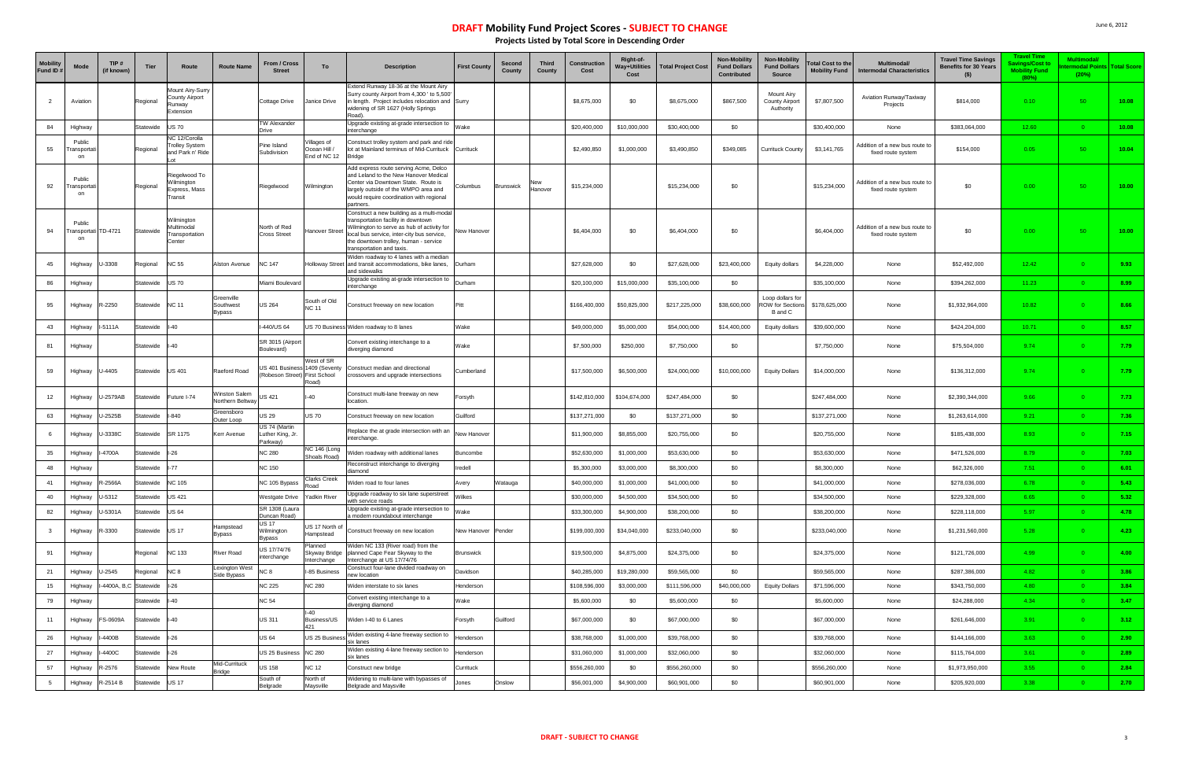# DRAFT Mobility Fund Project Scores - SUBJECT TO CHANGE

## Projects Listed by Total Score in Descending Order

| Mobility Fund ID # | Mode | TIP # (if known) | Tier | Route | Route Name | From / Cross Street | To | Description | First County | Second County | Third County | Construction Cost | Right-of-Way+Utilities Cost | Total Project Cost | Non-Mobility Fund Dollars Contributed | Non-Mobility Fund Dollars Source | Total Cost to the Mobility Fund | Multimodal/ Intermodal Characteristics | Travel Time Savings Benefits for 30 Years ($) | Travel Time Savings/Cost to Mobility Fund (80%) | Multimodal/ Intermodal Points (20%) | Total Score |
|---|---|---|---|---|---|---|---|---|---|---|---|---|---|---|---|---|---|---|---|---|---|---|
| 2 | Aviation | | Regional | Mount Airy-Surry County Airport Runway Extension | | Cottage Drive | Janice Drive | Extend Runway 18-36 at the Mount Airy Surry county Airport from 4,300 ' to 5,500' in length. Project includes relocation and widening of SR 1627 (Holly Springs Road). | Surry | | | $8,675,000 | $0 | $8,675,000 | $867,500 | Mount Airy County Airport Authority | $7,807,500 | Aviation Runway/Taxiway Projects | $814,000 | 0.10 | 50 | 10.08 |
| 84 | Highway | | Statewide | US 70 | | TW Alexander Drive | | Upgrade existing at-grade intersection to interchange | Wake | | | $20,400,000 | $10,000,000 | $30,400,000 | $0 | | $30,400,000 | None | $383,064,000 | 12.60 | 0 | 10.08 |
| 55 | Public Transportation | | Regional | NC 12/Corolla Trolley System and Park n' Ride Lot | | Pine Island Subdivision | Villages of Ocean Hill / End of NC 12 | Construct trolley system and park and ride lot at Mainland terminus of Mid-Currituck Bridge | Currituck | | | $2,490,850 | $1,000,000 | $3,490,850 | $349,085 | Currituck County | $3,141,765 | Addition of a new bus route to fixed route system | $154,000 | 0.05 | 50 | 10.04 |
| 92 | Public Transportation | | Regional | Riegelwood To Wilmington Express, Mass Transit | | Riegelwood | Wilmington | Add express route serving Acme, Delco and Leland to the New Hanover Medical Center via Downtown State. Route is largely outside of the WMPO area and would require coordination with regional partners. | Columbus | Brunswick | New Hanover | $15,234,000 | | $15,234,000 | $0 | | $15,234,000 | Addition of a new bus route to fixed route system | $0 | 0.00 | 50 | 10.00 |
| 94 | Public Transportation | TD-4721 | Statewide | Wilmington Multimodal Transportation Center | | North of Red Cross Street | Hanover Street | Construct a new building as a multi-modal transportation facility in downtown Wilmington to serve as hub of activity for local bus service, inter-city bus service, the downtown trolley, human - service transportation and taxis. | New Hanover | | | $6,404,000 | $0 | $6,404,000 | $0 | | $6,404,000 | Addition of a new bus route to fixed route system | $0 | 0.00 | 50 | 10.00 |
| 45 | Highway | U-3308 | Regional | NC 55 | Alston Avenue | NC 147 | Holloway Street | Widen roadway to 4 lanes with a median and transit accommodations, bike lanes, and sidewalks | Durham | | | $27,628,000 | $0 | $27,628,000 | $23,400,000 | Equity dollars | $4,228,000 | None | $52,492,000 | 12.42 | 0 | 9.93 |
| 86 | Highway | | Statewide | US 70 | | Miami Boulevard | | Upgrade existing at-grade intersection to interchange | Durham | | | $20,100,000 | $15,000,000 | $35,100,000 | $0 | | $35,100,000 | None | $394,262,000 | 11.23 | 0 | 8.99 |
| 95 | Highway | R-2250 | Statewide | NC 11 | Greenville Southwest Bypass | US 264 | South of Old NC 11 | Construct freeway on new location | Pitt | | | $166,400,000 | $50,825,000 | $217,225,000 | $38,600,000 | Loop dollars for ROW for Sections B and C | $178,625,000 | None | $1,932,964,000 | 10.82 | 0 | 8.66 |
| 43 | Highway | I-5111A | Statewide | I-40 | | I-440/US 64 | US 70 Business | Widen roadway to 8 lanes | Wake | | | $49,000,000 | $5,000,000 | $54,000,000 | $14,400,000 | Equity dollars | $39,600,000 | None | $424,204,000 | 10.71 | 0 | 8.57 |
| 81 | Highway | | Statewide | I-40 | | SR 3015 (Airport Boulevard) | | Convert existing interchange to a diverging diamond | Wake | | | $7,500,000 | $250,000 | $7,750,000 | $0 | | $7,750,000 | None | $75,504,000 | 9.74 | 0 | 7.79 |
| 59 | Highway | U-4405 | Statewide | US 401 | Raeford Road | US 401 Business (Robeson Street) | West of SR 1409 (Seventy First School Road) | Construct median and directional crossovers and upgrade intersections | Cumberland | | | $17,500,000 | $6,500,000 | $24,000,000 | $10,000,000 | Equity Dollars | $14,000,000 | None | $136,312,000 | 9.74 | 0 | 7.79 |
| 12 | Highway | U-2579AB | Statewide | Future I-74 | Winston Salem Northern Beltway | US 421 | I-40 | Construct multi-lane freeway on new location. | Forsyth | | | $142,810,000 | $104,674,000 | $247,484,000 | $0 | | $247,484,000 | None | $2,390,344,000 | 9.66 | 0 | 7.73 |
| 63 | Highway | U-2525B | Statewide | I-840 | Greensboro Outer Loop | US 29 | US 70 | Construct freeway on new location | Guilford | | | $137,271,000 | $0 | $137,271,000 | $0 | | $137,271,000 | None | $1,263,614,000 | 9.21 | 0 | 7.36 |
| 6 | Highway | U-3338C | Statewide | SR 1175 | Kerr Avenue | US 74 (Martin Luther King, Jr. Parkway) | | Replace the at grade intersection with an interchange. | New Hanover | | | $11,900,000 | $8,855,000 | $20,755,000 | $0 | | $20,755,000 | None | $185,438,000 | 8.93 | 0 | 7.15 |
| 35 | Highway | I-4700A | Statewide | I-26 | | NC 280 | NC 146 (Long Shoals Road) | Widen roadway with additional lanes | Buncombe | | | $52,630,000 | $1,000,000 | $53,630,000 | $0 | | $53,630,000 | None | $471,526,000 | 8.79 | 0 | 7.03 |
| 48 | Highway | | Statewide | I-77 | | NC 150 | | Reconstruct interchange to diverging diamond | Iredell | | | $5,300,000 | $3,000,000 | $8,300,000 | $0 | | $8,300,000 | None | $62,326,000 | 7.51 | 0 | 6.01 |
| 41 | Highway | R-2566A | Statewide | NC 105 | | NC 105 Bypass | Clarks Creek Road | Widen road to four lanes | Avery | Watauga | | $40,000,000 | $1,000,000 | $41,000,000 | $0 | | $41,000,000 | None | $278,036,000 | 6.78 | 0 | 5.43 |
| 40 | Highway | U-5312 | Statewide | US 421 | | Westgate Drive | Yadkin River | Upgrade roadway to six lane superstreet with service roads | Wilkes | | | $30,000,000 | $4,500,000 | $34,500,000 | $0 | | $34,500,000 | None | $229,328,000 | 6.65 | 0 | 5.32 |
| 82 | Highway | U-5301A | Statewide | US 64 | | SR 1308 (Laura Duncan Road) | | Upgrade existing at-grade intersection to a modern roundabout interchange | Wake | | | $33,300,000 | $4,900,000 | $38,200,000 | $0 | | $38,200,000 | None | $228,118,000 | 5.97 | 0 | 4.78 |
| 3 | Highway | R-3300 | Statewide | US 17 | Hampstead Bypass | US 17 Wilmington Bypass | US 17 North of Hampstead | Construct freeway on new location | New Hanover | Pender | | $199,000,000 | $34,040,000 | $233,040,000 | $0 | | $233,040,000 | None | $1,231,560,000 | 5.28 | 0 | 4.23 |
| 91 | Highway | | Regional | NC 133 | River Road | US 17/74/76 interchange | Planned Skyway Bridge Interchange | Widen NC 133 (River road) from the planned Cape Fear Skyway to the interchange at US 17/74/76 | Brunswick | | | $19,500,000 | $4,875,000 | $24,375,000 | $0 | | $24,375,000 | None | $121,726,000 | 4.99 | 0 | 4.00 |
| 21 | Highway | U-2545 | Regional | NC 8 | Lexington West Side Bypass | NC 8 | I-85 Business | Construct four-lane divided roadway on new location | Davidson | | | $40,285,000 | $19,280,000 | $59,565,000 | $0 | | $59,565,000 | None | $287,386,000 | 4.82 | 0 | 3.86 |
| 15 | Highway | I-4400A, B,C | Statewide | I-26 | | NC 225 | NC 280 | Widen interstate to six lanes | Henderson | | | $108,596,000 | $3,000,000 | $111,596,000 | $40,000,000 | Equity Dollars | $71,596,000 | None | $343,750,000 | 4.80 | 0 | 3.84 |
| 79 | Highway | | Statewide | I-40 | | NC 54 | | Convert existing interchange to a diverging diamond | Wake | | | $5,600,000 | $0 | $5,600,000 | $0 | | $5,600,000 | None | $24,288,000 | 4.34 | 0 | 3.47 |
| 11 | Highway | FS-0609A | Statewide | I-40 | | US 311 | I-40 Business/US 421 | Widen I-40 to 6 Lanes | Forsyth | Guilford | | $67,000,000 | $0 | $67,000,000 | $0 | | $67,000,000 | None | $261,646,000 | 3.91 | 0 | 3.12 |
| 26 | Highway | I-4400B | Statewide | I-26 | | US 64 | US 25 Business | Widen existing 4-lane freeway section to six lanes | Henderson | | | $38,768,000 | $1,000,000 | $39,768,000 | $0 | | $39,768,000 | None | $144,166,000 | 3.63 | 0 | 2.90 |
| 27 | Highway | I-4400C | Statewide | I-26 | | US 25 Business | NC 280 | Widen existing 4-lane freeway section to six lanes | Henderson | | | $31,060,000 | $1,000,000 | $32,060,000 | $0 | | $32,060,000 | None | $115,764,000 | 3.61 | 0 | 2.89 |
| 57 | Highway | R-2576 | Statewide | New Route | Mid-Currituck Bridge | US 158 | NC 12 | Construct new bridge | Currituck | | | $556,260,000 | $0 | $556,260,000 | $0 | | $556,260,000 | None | $1,973,950,000 | 3.55 | 0 | 2.84 |
| 5 | Highway | R-2514 B | Statewide | US 17 | | South of Belgrade | North of Maysville | Widening to multi-lane with bypasses of Belgrade and Maysville | Jones | Onslow | | $56,001,000 | $4,900,000 | $60,901,000 | $0 | | $60,901,000 | None | $205,920,000 | 3.38 | 0 | 2.70 |

DRAFT - SUBJECT TO CHANGE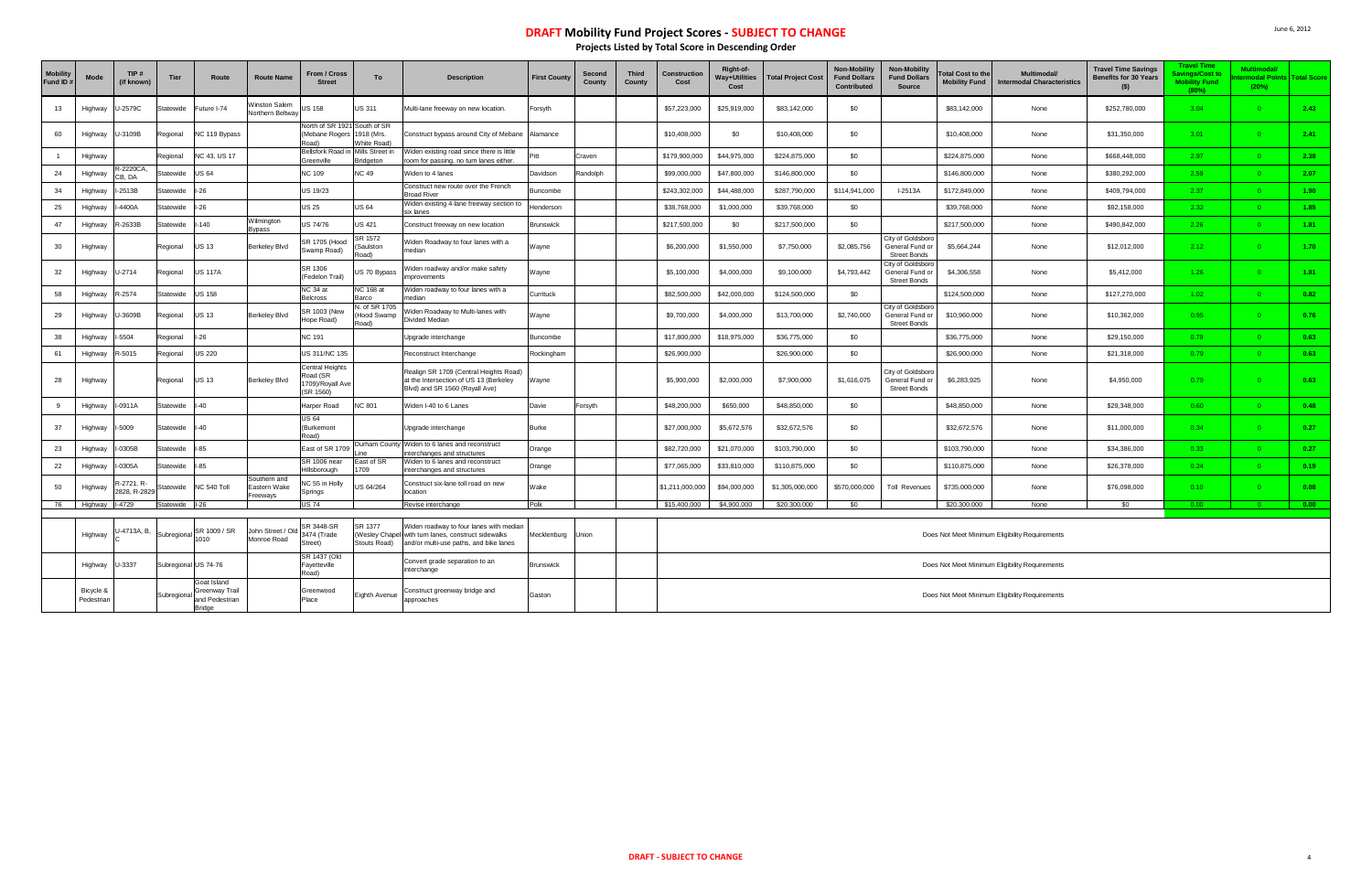# DRAFT Mobility Fund Project Scores - SUBJECT TO CHANGE

**Projects Listed by Total Score in Descending Order**

| Mobility Fund ID # | Mode | TIP # (if known) | Tier | Route | Route Name | From / Cross Street | To | Description | First County | Second County | Third County | Construction Cost | Right-of-Way+Utilities Cost | Total Project Cost | Non-Mobility Fund Dollars Contributed | Non-Mobility Fund Dollars Source | Total Cost to the Mobility Fund | Multimodal/ Intermodal Characteristics | Travel Time Savings Benefits for 30 Years ($) | Travel Time Savings/Cost to Mobility Fund (80%) | Multimodal/ Intermodal Points (20%) | Total Score |
|---|---|---|---|---|---|---|---|---|---|---|---|---|---|---|---|---|---|---|---|---|---|---|
| 13 | Highway | U-2579C | Statewide | Future I-74 | Winston Salem Northern Beltway | US 158 | US 311 | Multi-lane freeway on new location. | Forsyth | | | $57,223,000 | $25,919,000 | $83,142,000 | $0 | | $83,142,000 | None | $252,780,000 | 3.04 | 0 | 2.43 |
| 60 | Highway | U-3109B | Regional | NC 119 Bypass | | North of SR 1921 (Mebane Rogers Road) | South of SR 1918 (Mrs. White Road) | Construct bypass around City of Mebane | Alamance | | | $10,408,000 | $0 | $10,408,000 | $0 | | $10,408,000 | None | $31,350,000 | 3.01 | 0 | 2.41 |
| 1 | Highway | | Regional | NC 43, US 17 | | Bellsfork Road in Greenville | Mills Street in Bridgeton | Widen existing road since there is little room for passing, no turn lanes either. | Pitt | Craven | | $179,900,000 | $44,975,000 | $224,875,000 | $0 | | $224,875,000 | None | $668,448,000 | 2.97 | 0 | 2.38 |
| 24 | Highway | R-2220CA, CB, DA | Statewide | US 64 | | NC 109 | NC 49 | Widen to 4 lanes | Davidson | Randolph | | $99,000,000 | $47,800,000 | $146,800,000 | $0 | | $146,800,000 | None | $380,292,000 | 2.59 | 0 | 2.07 |
| 34 | Highway | I-2513B | Statewide | I-26 | | US 19/23 | | Construct new route over the French Broad River | Buncombe | | | $243,302,000 | $44,488,000 | $287,790,000 | $114,941,000 | I-2513A | $172,849,000 | None | $409,794,000 | 2.37 | 0 | 1.90 |
| 25 | Highway | I-4400A | Statewide | I-26 | | US 25 | US 64 | Widen existing 4-lane freeway section to six lanes | Henderson | | | $38,768,000 | $1,000,000 | $39,768,000 | $0 | | $39,768,000 | None | $92,158,000 | 2.32 | 0 | 1.85 |
| 47 | Highway | R-2633B | Statewide | I-140 | Wilmington Bypass | US 74/76 | US 421 | Construct freeway on new location | Brunswick | | | $217,500,000 | $0 | $217,500,000 | $0 | | $217,500,000 | None | $490,842,000 | 2.26 | 0 | 1.81 |
| 30 | Highway | | Regional | US 13 | Berkeley Blvd | SR 1705 (Hood Swamp Road) | SR 1572 (Saulston Road) | Widen Roadway to four lanes with a median | Wayne | | | $6,200,000 | $1,550,000 | $7,750,000 | $2,085,756 | City of Goldsboro General Fund or Street Bonds | $5,664,244 | None | $12,012,000 | 2.12 | 0 | 1.70 |
| 32 | Highway | U-2714 | Regional | US 117A | | SR 1306 (Fedelon Trail) | US 70 Bypass | Widen roadway and/or make safety improvements | Wayne | | | $5,100,000 | $4,000,000 | $9,100,000 | $4,793,442 | City of Goldsboro General Fund or Street Bonds | $4,306,558 | None | $5,412,000 | 1.26 | 0 | 1.01 |
| 58 | Highway | R-2574 | Statewide | US 158 | | NC 34 at Belcross | NC 168 at Barco | Widen roadway to four lanes with a median | Currituck | | | $82,500,000 | $42,000,000 | $124,500,000 | $0 | | $124,500,000 | None | $127,270,000 | 1.02 | 0 | 0.82 |
| 29 | Highway | U-3609B | Regional | US 13 | Berkeley Blvd | SR 1003 (New Hope Road) | N. of SR 1705 (Hood Swamp Road) | Widen Roadway to Multi-lanes with Divided Median | Wayne | | | $9,700,000 | $4,000,000 | $13,700,000 | $2,740,000 | City of Goldsboro General Fund or Street Bonds | $10,960,000 | None | $10,362,000 | 0.95 | 0 | 0.76 |
| 38 | Highway | I-5504 | Regional | I-26 | | NC 191 | | Upgrade interchange | Buncombe | | | $17,800,000 | $18,975,000 | $36,775,000 | $0 | | $36,775,000 | None | $29,150,000 | 0.79 | 0 | 0.63 |
| 61 | Highway | R-5015 | Regional | US 220 | | US 311/NC 135 | | Reconstruct Interchange | Rockingham | | | $26,900,000 | | $26,900,000 | $0 | | $26,900,000 | None | $21,318,000 | 0.79 | 0 | 0.63 |
| 28 | Highway | | Regional | US 13 | Berkeley Blvd | Central Heights Road (SR 1709)/Royall Ave (SR 1560) | | Realign SR 1709 (Central Heights Road) at the Intersection of US 13 (Berkeley Blvd) and SR 1560 (Royall Ave) | Wayne | | | $5,900,000 | $2,000,000 | $7,900,000 | $1,616,075 | City of Goldsboro General Fund or Street Bonds | $6,283,925 | None | $4,950,000 | 0.79 | 0 | 0.63 |
| 9 | Highway | I-0911A | Statewide | I-40 | | Harper Road | NC 801 | Widen I-40 to 6 Lanes | Davie | Forsyth | | $48,200,000 | $650,000 | $48,850,000 | $0 | | $48,850,000 | None | $29,348,000 | 0.60 | 0 | 0.48 |
| 37 | Highway | I-5009 | Statewide | I-40 | | US 64 (Burkemont Road) | | Upgrade interchange | Burke | | | $27,000,000 | $5,672,576 | $32,672,576 | $0 | | $32,672,576 | None | $11,000,000 | 0.34 | 0 | 0.27 |
| 23 | Highway | I-0305B | Statewide | I-85 | | East of SR 1709 | Durham County Line | Widen to 6 lanes and reconstruct interchanges and structures | Orange | | | $82,720,000 | $21,070,000 | $103,790,000 | $0 | | $103,790,000 | None | $34,386,000 | 0.33 | 0 | 0.27 |
| 22 | Highway | I-0305A | Statewide | I-85 | | SR 1006 near Hillsborough | East of SR 1709 | Widen to 6 lanes and reconstruct interchanges and structures | Orange | | | $77,065,000 | $33,810,000 | $110,875,000 | $0 | | $110,875,000 | None | $26,378,000 | 0.24 | 0 | 0.19 |
| 50 | Highway | R-2721, R-2828, R-2829 | Statewide | NC 540 Toll | Southern and Eastern Wake Freeways | NC 55 in Holly Springs | US 64/264 | Construct six-lane toll road on new location | Wake | | | $1,211,000,000 | $94,000,000 | $1,305,000,000 | $570,000,000 | Toll Revenues | $735,000,000 | None | $76,098,000 | 0.10 | 0 | 0.08 |
| 76 | Highway | I-4729 | Statewide | I-26 | | US 74 | | Revise interchange | Polk | | | $15,400,000 | $4,900,000 | $20,300,000 | $0 | | $20,300,000 | None | $0 | 0.00 | 0 | 0.00 |
| | Highway | U-4713A, B, C | Subregional | SR 1009 / SR 1010 | John Street / Old Monroe Road | SR 3448-SR 3474 (Trade Street) | SR 1377 (Wesley Chapel-Stouts Road) | Widen roadway to four lanes with median with turn lanes, construct sidewalks and/or multi-use paths, and bike lanes | Mecklenburg | Union | | Does Not Meet Minimum Eligibility Requirements | | | | | | | | | | |
| | Highway | U-3337 | Subregional | US 74-76 | | SR 1437 (Old Fayetteville Road) | | Convert grade separation to an interchange | Brunswick | | | Does Not Meet Minimum Eligibility Requirements | | | | | | | | | | |
| | Bicycle & Pedestrian | | Subregional | Goat Island Greenway Trail and Pedestrian Bridge | | Greenwood Place | Eighth Avenue | Construct greenway bridge and approaches | Gaston | | | Does Not Meet Minimum Eligibility Requirements | | | | | | | | | | |

DRAFT - SUBJECT TO CHANGE